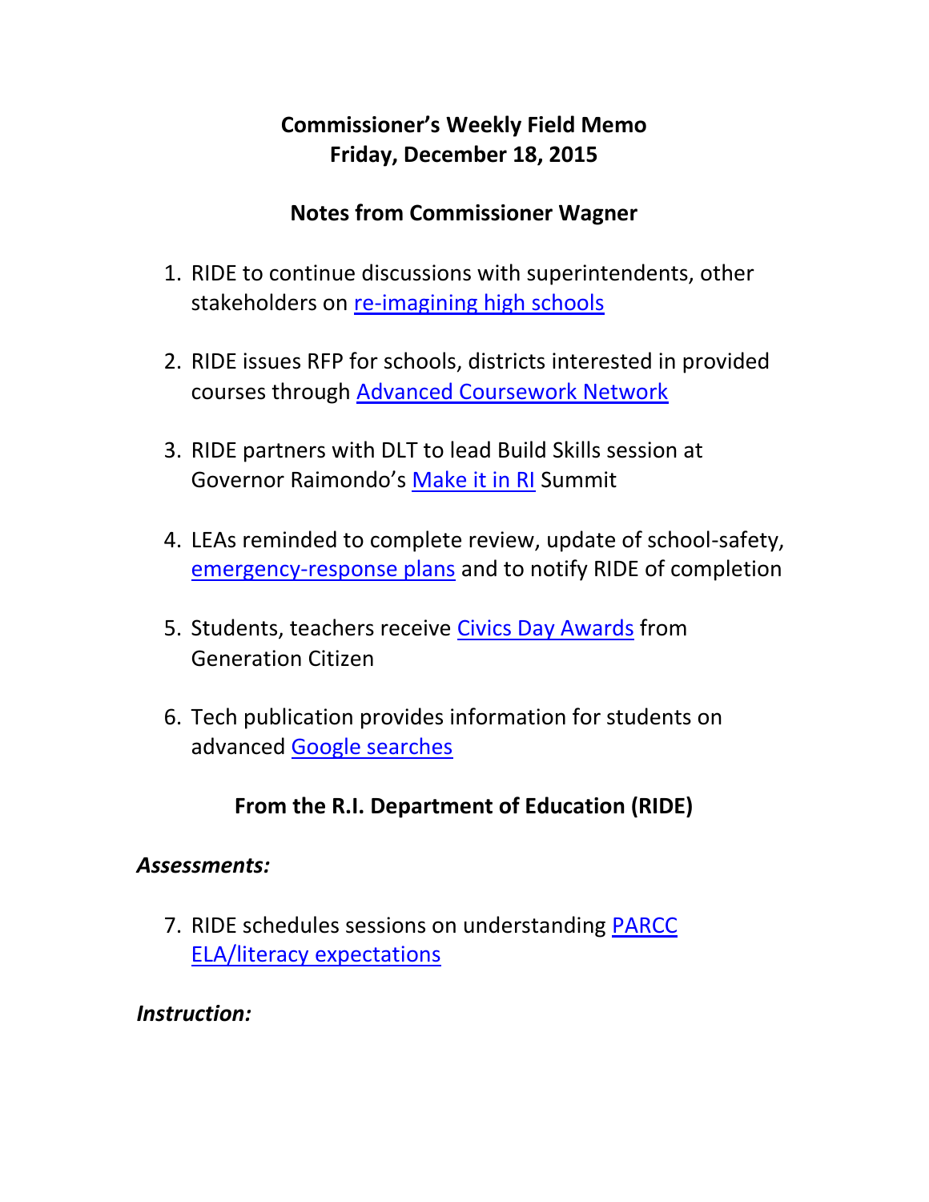# Commissioner's Weekly Field Memo
# Friday, December 18, 2015

## Notes from Commissioner Wagner

1. RIDE to continue discussions with superintendents, other stakeholders on re-imagining high schools

2. RIDE issues RFP for schools, districts interested in provided courses through Advanced Coursework Network

3. RIDE partners with DLT to lead Build Skills session at Governor Raimondo's Make it in RI Summit

4. LEAs reminded to complete review, update of school-safety, emergency-response plans and to notify RIDE of completion

5. Students, teachers receive Civics Day Awards from Generation Citizen

6. Tech publication provides information for students on advanced Google searches

## From the R.I. Department of Education (RIDE)

### *Assessments:*

7. RIDE schedules sessions on understanding PARCC ELA/literacy expectations

### *Instruction:*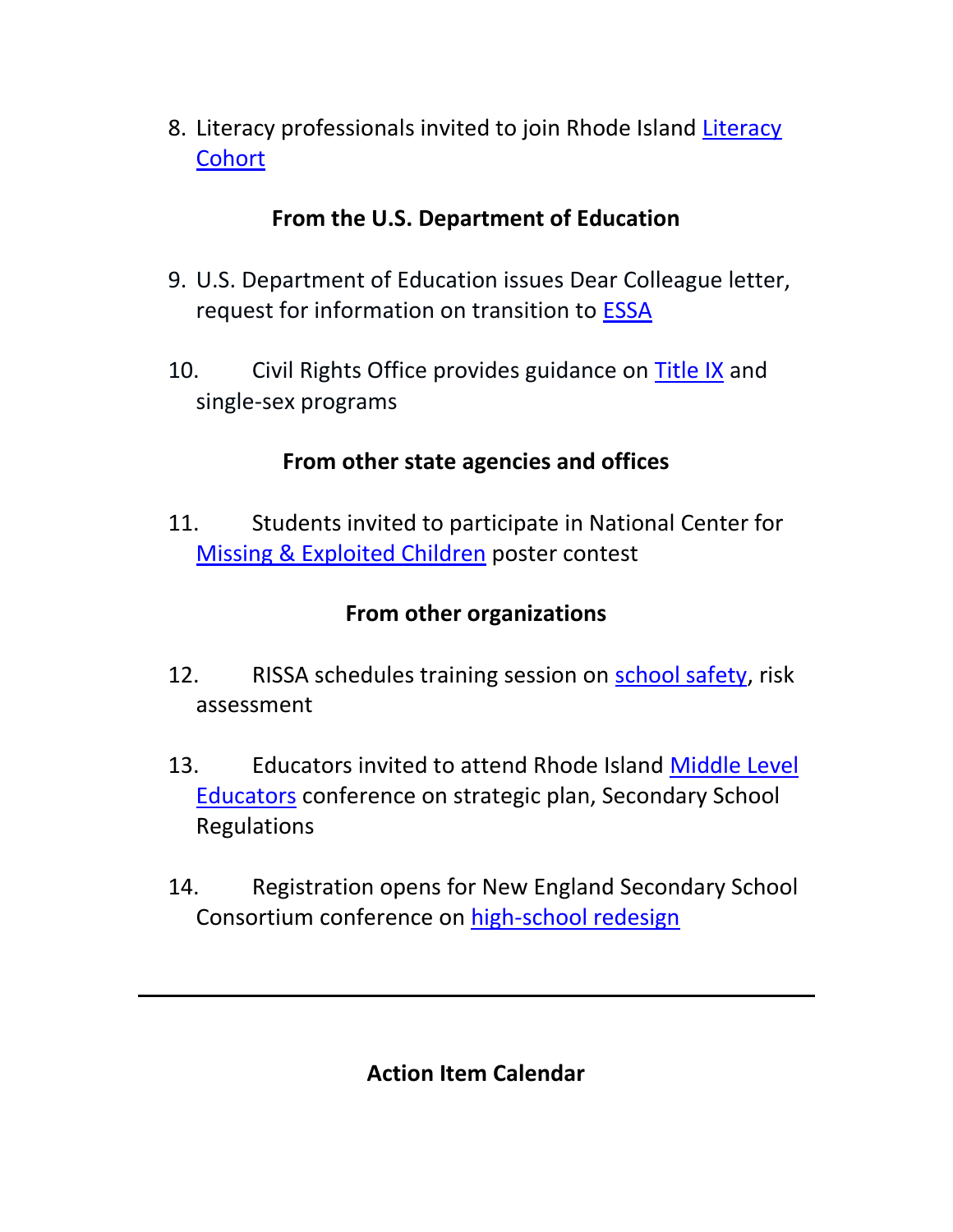8. Literacy professionals invited to join Rhode Island Literacy Cohort

**From the U.S. Department of Education**

9. U.S. Department of Education issues Dear Colleague letter, request for information on transition to ESSA

10. Civil Rights Office provides guidance on Title IX and single-sex programs

**From other state agencies and offices**

11. Students invited to participate in National Center for Missing & Exploited Children poster contest

**From other organizations**

12. RISSA schedules training session on school safety, risk assessment

13. Educators invited to attend Rhode Island Middle Level Educators conference on strategic plan, Secondary School Regulations

14. Registration opens for New England Secondary School Consortium conference on high-school redesign

---

**Action Item Calendar**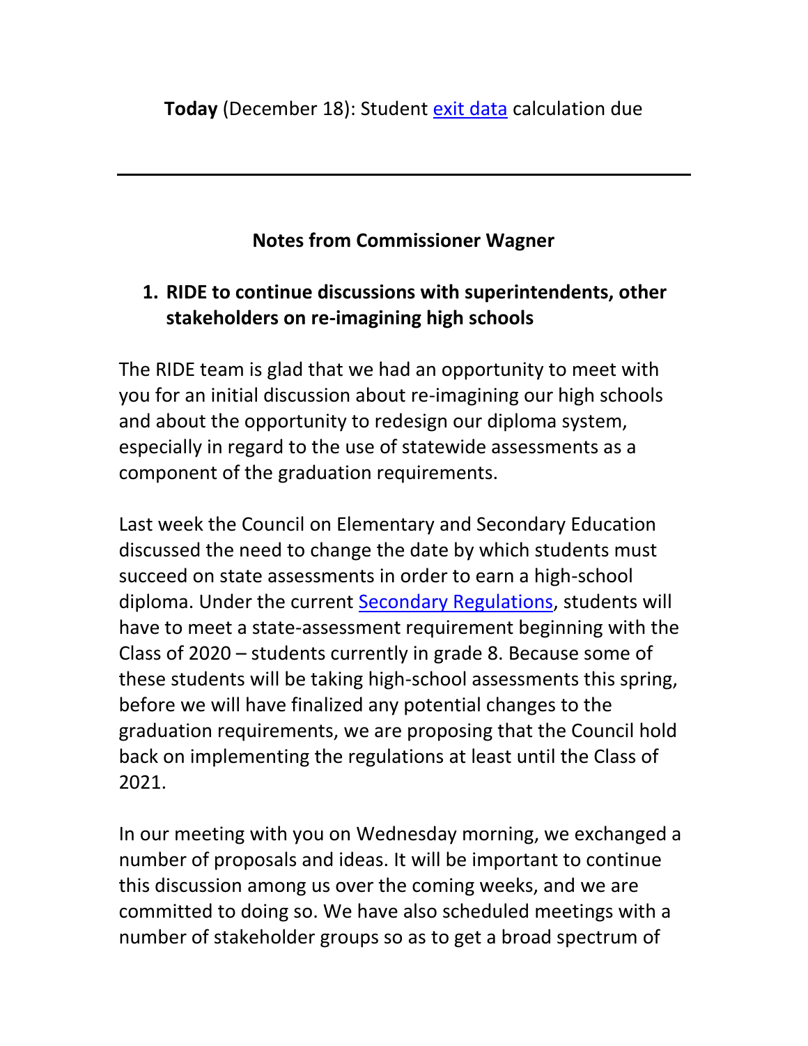**Today** (December 18): Student [exit data](exit data) calculation due

---

### Notes from Commissioner Wagner

1. **RIDE to continue discussions with superintendents, other stakeholders on re-imagining high schools**

The RIDE team is glad that we had an opportunity to meet with you for an initial discussion about re-imagining our high schools and about the opportunity to redesign our diploma system, especially in regard to the use of statewide assessments as a component of the graduation requirements.

Last week the Council on Elementary and Secondary Education discussed the need to change the date by which students must succeed on state assessments in order to earn a high-school diploma. Under the current [Secondary Regulations](Secondary Regulations), students will have to meet a state-assessment requirement beginning with the Class of 2020 – students currently in grade 8. Because some of these students will be taking high-school assessments this spring, before we will have finalized any potential changes to the graduation requirements, we are proposing that the Council hold back on implementing the regulations at least until the Class of 2021.

In our meeting with you on Wednesday morning, we exchanged a number of proposals and ideas. It will be important to continue this discussion among us over the coming weeks, and we are committed to doing so. We have also scheduled meetings with a number of stakeholder groups so as to get a broad spectrum of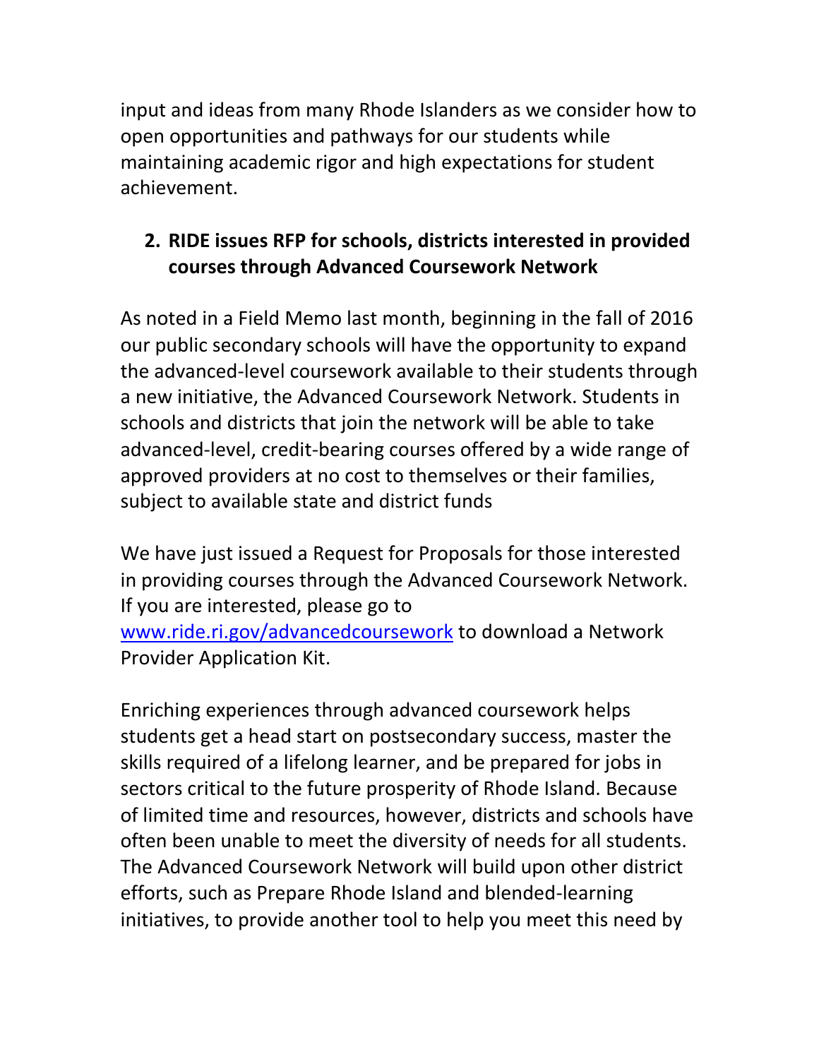input and ideas from many Rhode Islanders as we consider how to open opportunities and pathways for our students while maintaining academic rigor and high expectations for student achievement.

2. **RIDE issues RFP for schools, districts interested in provided courses through Advanced Coursework Network**

As noted in a Field Memo last month, beginning in the fall of 2016 our public secondary schools will have the opportunity to expand the advanced-level coursework available to their students through a new initiative, the Advanced Coursework Network. Students in schools and districts that join the network will be able to take advanced-level, credit-bearing courses offered by a wide range of approved providers at no cost to themselves or their families, subject to available state and district funds

We have just issued a Request for Proposals for those interested in providing courses through the Advanced Coursework Network. If you are interested, please go to [www.ride.ri.gov/advancedcoursework](www.ride.ri.gov/advancedcoursework) to download a Network Provider Application Kit.

Enriching experiences through advanced coursework helps students get a head start on postsecondary success, master the skills required of a lifelong learner, and be prepared for jobs in sectors critical to the future prosperity of Rhode Island. Because of limited time and resources, however, districts and schools have often been unable to meet the diversity of needs for all students. The Advanced Coursework Network will build upon other district efforts, such as Prepare Rhode Island and blended-learning initiatives, to provide another tool to help you meet this need by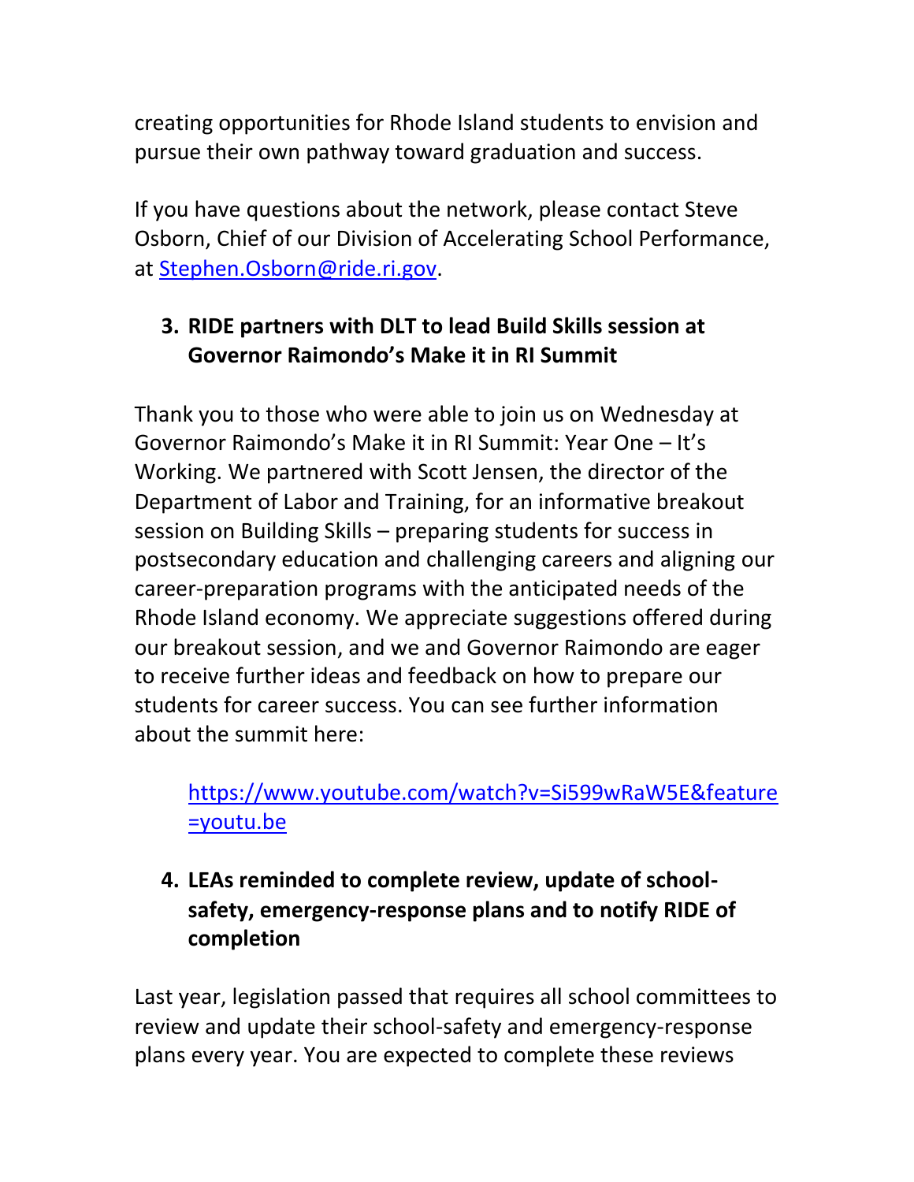creating opportunities for Rhode Island students to envision and pursue their own pathway toward graduation and success.

If you have questions about the network, please contact Steve Osborn, Chief of our Division of Accelerating School Performance, at [Stephen.Osborn@ride.ri.gov](mailto:Stephen.Osborn@ride.ri.gov).

3. **RIDE partners with DLT to lead Build Skills session at Governor Raimondo's Make it in RI Summit**

Thank you to those who were able to join us on Wednesday at Governor Raimondo's Make it in RI Summit: Year One – It's Working. We partnered with Scott Jensen, the director of the Department of Labor and Training, for an informative breakout session on Building Skills – preparing students for success in postsecondary education and challenging careers and aligning our career-preparation programs with the anticipated needs of the Rhode Island economy. We appreciate suggestions offered during our breakout session, and we and Governor Raimondo are eager to receive further ideas and feedback on how to prepare our students for career success. You can see further information about the summit here:

> [https://www.youtube.com/watch?v=Si599wRaW5E&feature=youtu.be](https://www.youtube.com/watch?v=Si599wRaW5E&feature=youtu.be)

4. **LEAs reminded to complete review, update of school-safety, emergency-response plans and to notify RIDE of completion**

Last year, legislation passed that requires all school committees to review and update their school-safety and emergency-response plans every year. You are expected to complete these reviews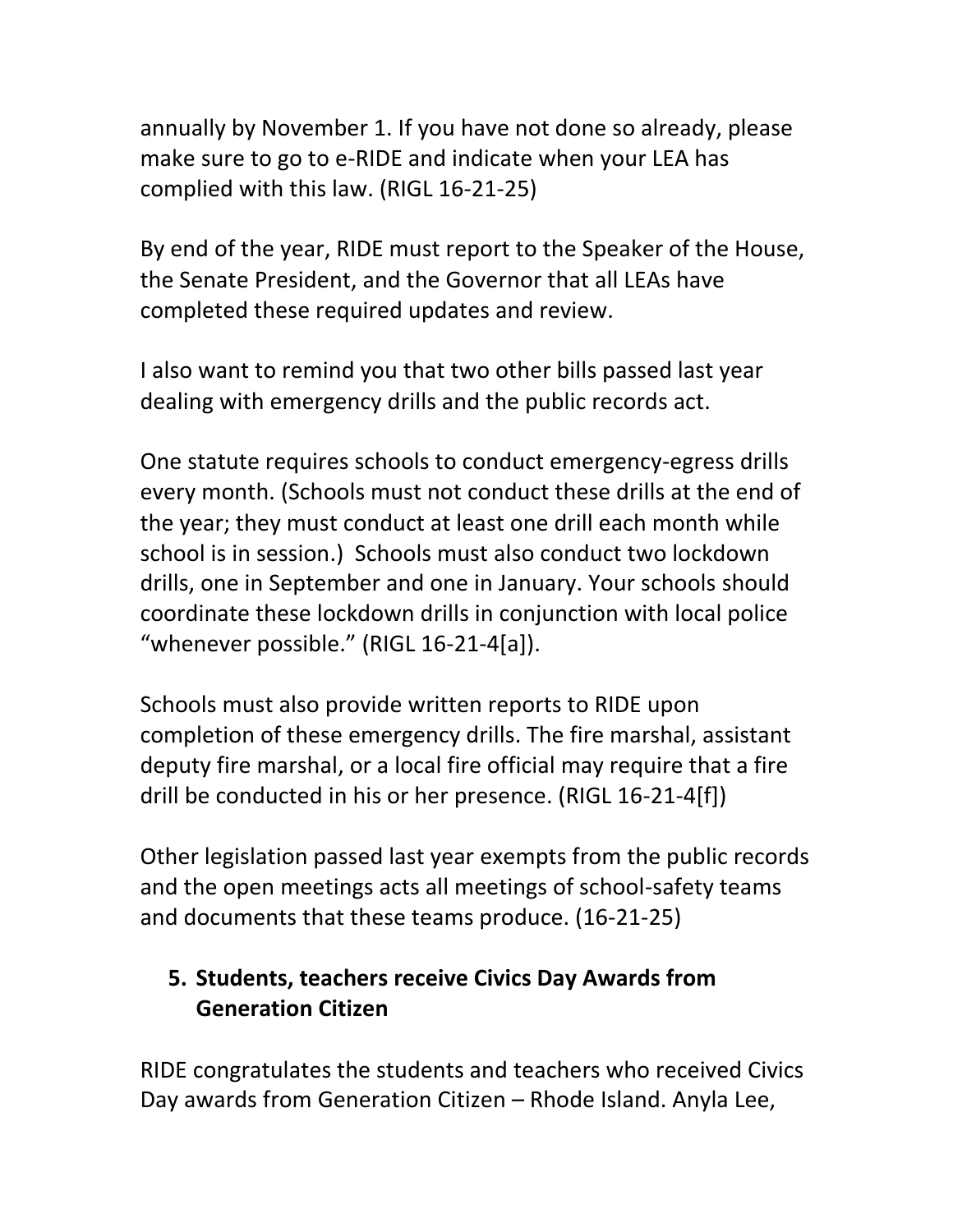annually by November 1. If you have not done so already, please make sure to go to e-RIDE and indicate when your LEA has complied with this law. (RIGL 16-21-25)

By end of the year, RIDE must report to the Speaker of the House, the Senate President, and the Governor that all LEAs have completed these required updates and review.

I also want to remind you that two other bills passed last year dealing with emergency drills and the public records act.

One statute requires schools to conduct emergency-egress drills every month. (Schools must not conduct these drills at the end of the year; they must conduct at least one drill each month while school is in session.) Schools must also conduct two lockdown drills, one in September and one in January. Your schools should coordinate these lockdown drills in conjunction with local police "whenever possible." (RIGL 16-21-4[a]).

Schools must also provide written reports to RIDE upon completion of these emergency drills. The fire marshal, assistant deputy fire marshal, or a local fire official may require that a fire drill be conducted in his or her presence. (RIGL 16-21-4[f])

Other legislation passed last year exempts from the public records and the open meetings acts all meetings of school-safety teams and documents that these teams produce. (16-21-25)

## 5. Students, teachers receive Civics Day Awards from Generation Citizen

RIDE congratulates the students and teachers who received Civics Day awards from Generation Citizen – Rhode Island. Anyla Lee,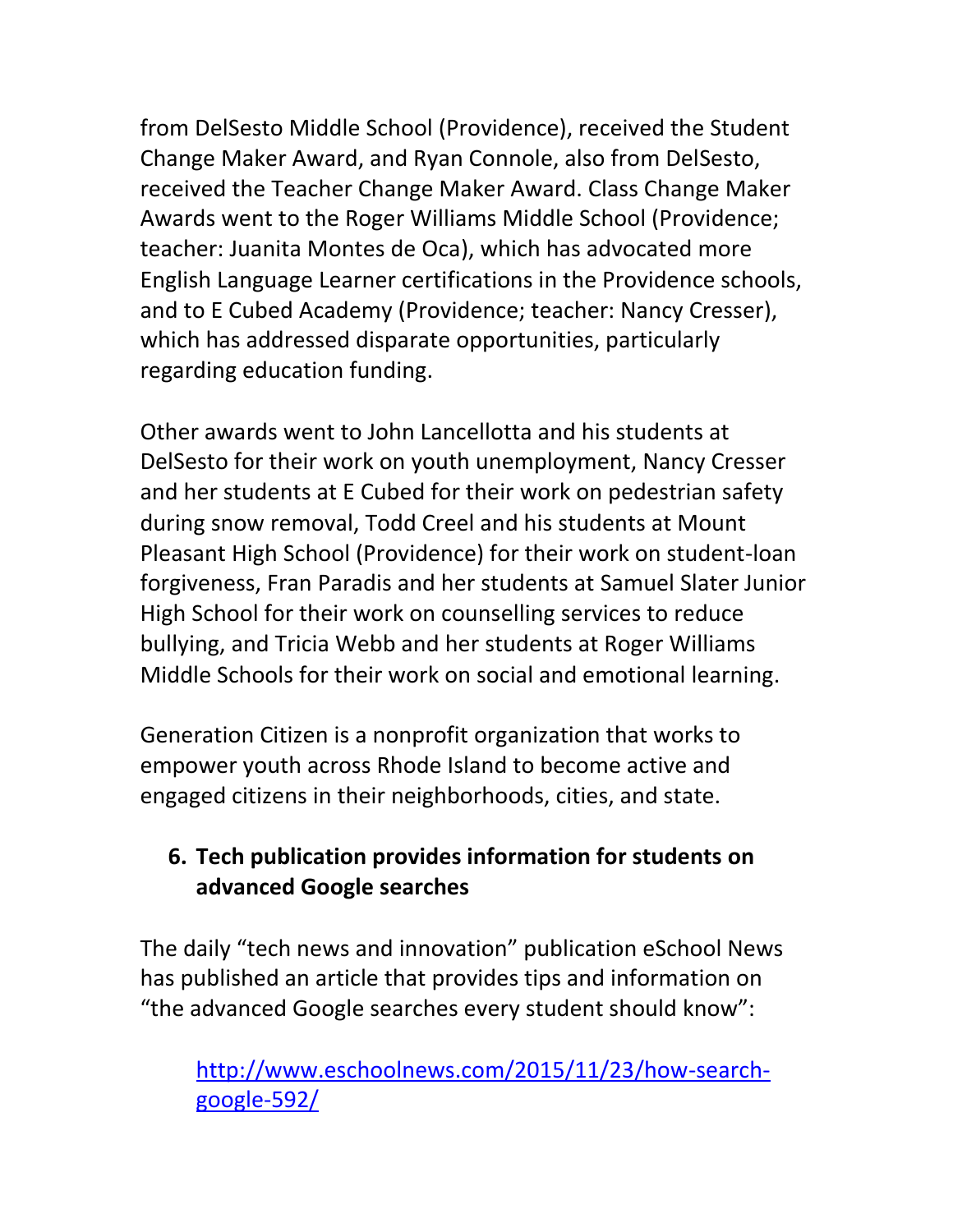from DelSesto Middle School (Providence), received the Student Change Maker Award, and Ryan Connole, also from DelSesto, received the Teacher Change Maker Award. Class Change Maker Awards went to the Roger Williams Middle School (Providence; teacher: Juanita Montes de Oca), which has advocated more English Language Learner certifications in the Providence schools, and to E Cubed Academy (Providence; teacher: Nancy Cresser), which has addressed disparate opportunities, particularly regarding education funding.

Other awards went to John Lancellotta and his students at DelSesto for their work on youth unemployment, Nancy Cresser and her students at E Cubed for their work on pedestrian safety during snow removal, Todd Creel and his students at Mount Pleasant High School (Providence) for their work on student-loan forgiveness, Fran Paradis and her students at Samuel Slater Junior High School for their work on counselling services to reduce bullying, and Tricia Webb and her students at Roger Williams Middle Schools for their work on social and emotional learning.

Generation Citizen is a nonprofit organization that works to empower youth across Rhode Island to become active and engaged citizens in their neighborhoods, cities, and state.

6. **Tech publication provides information for students on advanced Google searches**

The daily "tech news and innovation" publication eSchool News has published an article that provides tips and information on "the advanced Google searches every student should know":

> http://www.eschoolnews.com/2015/11/23/how-search-google-592/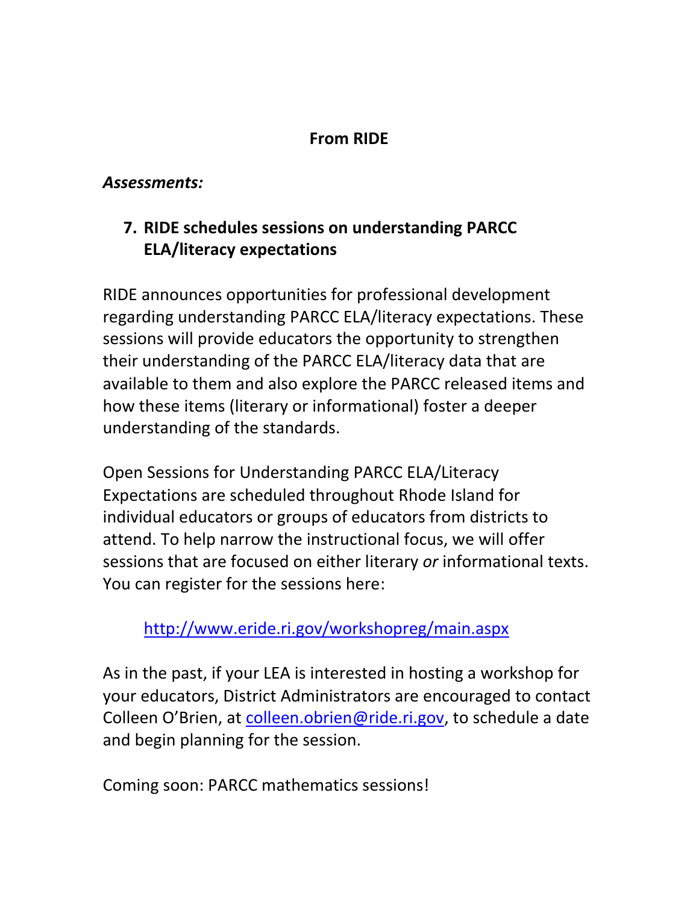## From RIDE

***Assessments:***

### 7. RIDE schedules sessions on understanding PARCC ELA/literacy expectations

RIDE announces opportunities for professional development regarding understanding PARCC ELA/literacy expectations. These sessions will provide educators the opportunity to strengthen their understanding of the PARCC ELA/literacy data that are available to them and also explore the PARCC released items and how these items (literary or informational) foster a deeper understanding of the standards.

Open Sessions for Understanding PARCC ELA/Literacy Expectations are scheduled throughout Rhode Island for individual educators or groups of educators from districts to attend. To help narrow the instructional focus, we will offer sessions that are focused on either literary *or* informational texts. You can register for the sessions here:

[http://www.eride.ri.gov/workshopreg/main.aspx](http://www.eride.ri.gov/workshopreg/main.aspx)

As in the past, if your LEA is interested in hosting a workshop for your educators, District Administrators are encouraged to contact Colleen O'Brien, at [colleen.obrien@ride.ri.gov](mailto:colleen.obrien@ride.ri.gov), to schedule a date and begin planning for the session.

Coming soon: PARCC mathematics sessions!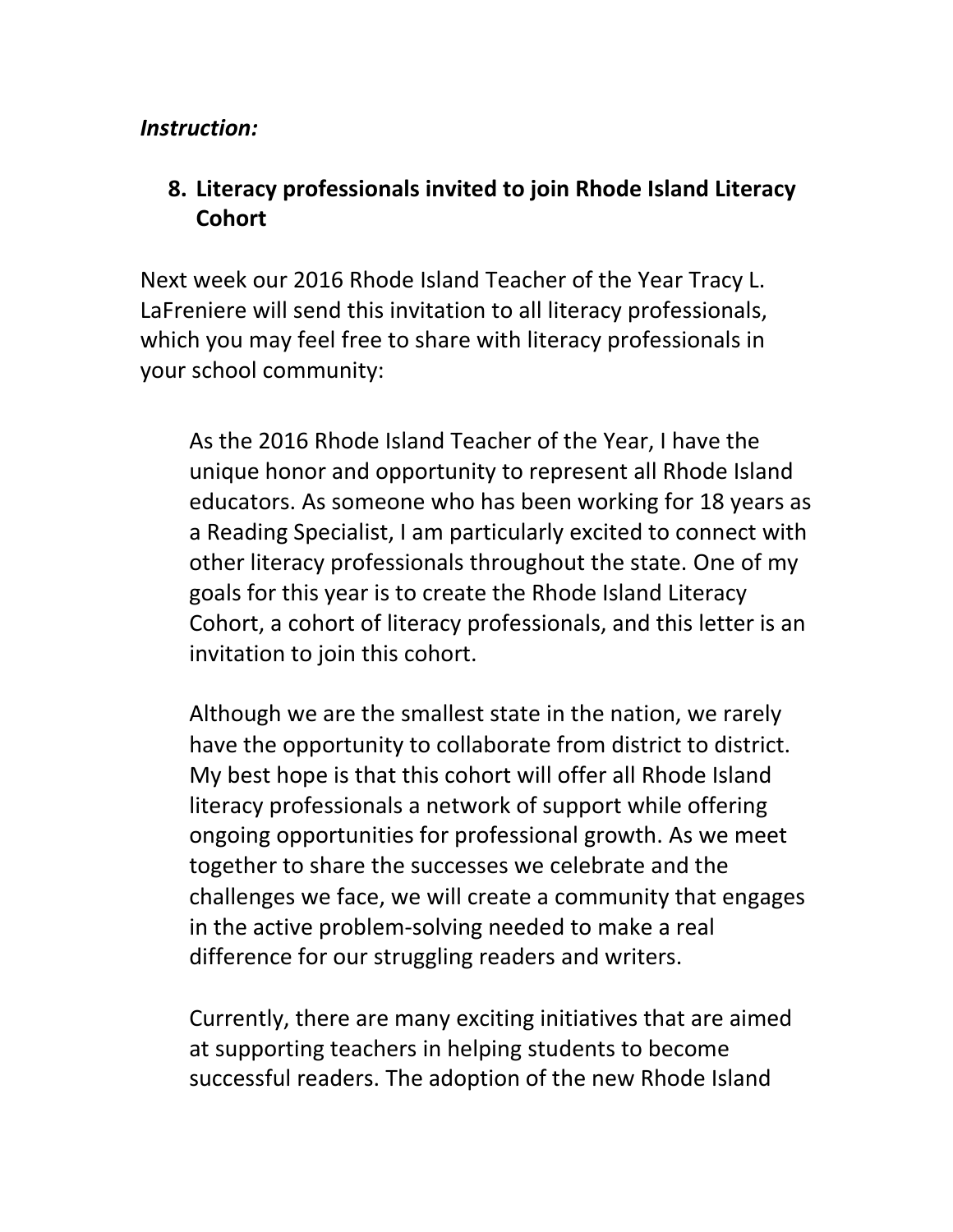*Instruction:*

## 8. Literacy professionals invited to join Rhode Island Literacy Cohort

Next week our 2016 Rhode Island Teacher of the Year Tracy L. LaFreniere will send this invitation to all literacy professionals, which you may feel free to share with literacy professionals in your school community:

> As the 2016 Rhode Island Teacher of the Year, I have the unique honor and opportunity to represent all Rhode Island educators. As someone who has been working for 18 years as a Reading Specialist, I am particularly excited to connect with other literacy professionals throughout the state. One of my goals for this year is to create the Rhode Island Literacy Cohort, a cohort of literacy professionals, and this letter is an invitation to join this cohort.
>
> Although we are the smallest state in the nation, we rarely have the opportunity to collaborate from district to district. My best hope is that this cohort will offer all Rhode Island literacy professionals a network of support while offering ongoing opportunities for professional growth. As we meet together to share the successes we celebrate and the challenges we face, we will create a community that engages in the active problem-solving needed to make a real difference for our struggling readers and writers.
>
> Currently, there are many exciting initiatives that are aimed at supporting teachers in helping students to become successful readers. The adoption of the new Rhode Island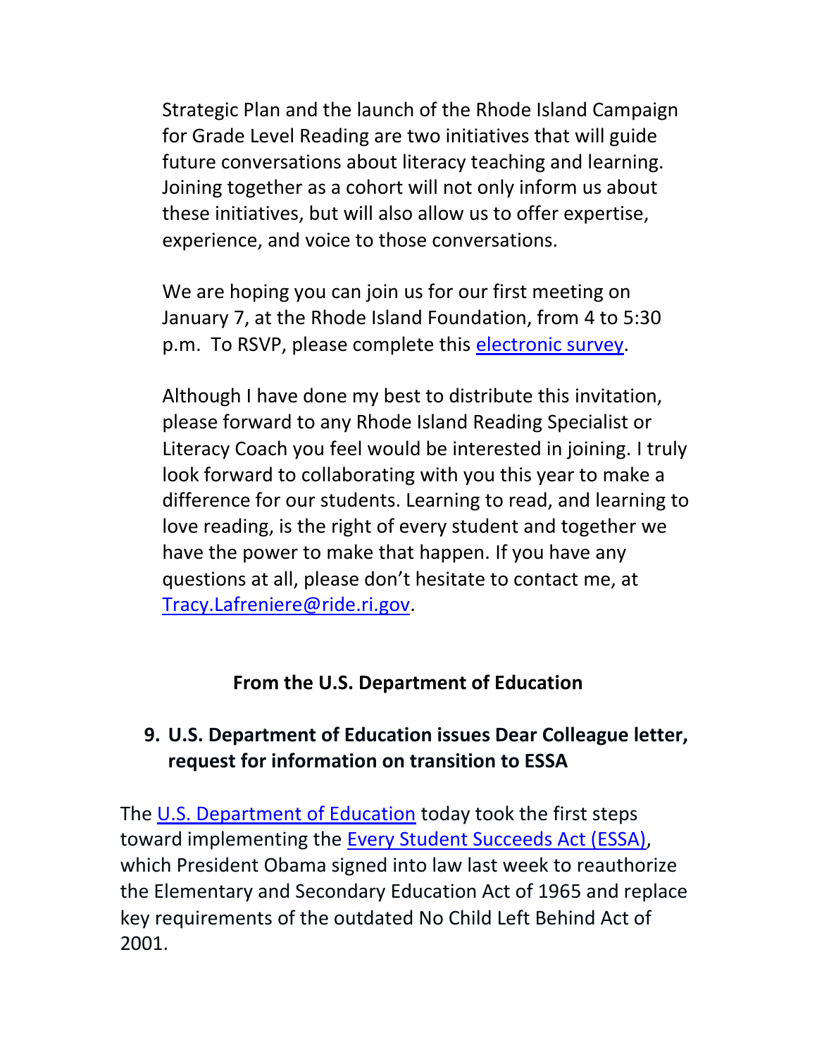Strategic Plan and the launch of the Rhode Island Campaign for Grade Level Reading are two initiatives that will guide future conversations about literacy teaching and learning. Joining together as a cohort will not only inform us about these initiatives, but will also allow us to offer expertise, experience, and voice to those conversations.

We are hoping you can join us for our first meeting on January 7, at the Rhode Island Foundation, from 4 to 5:30 p.m. To RSVP, please complete this electronic survey.

Although I have done my best to distribute this invitation, please forward to any Rhode Island Reading Specialist or Literacy Coach you feel would be interested in joining. I truly look forward to collaborating with you this year to make a difference for our students. Learning to read, and learning to love reading, is the right of every student and together we have the power to make that happen. If you have any questions at all, please don't hesitate to contact me, at Tracy.Lafreniere@ride.ri.gov.

**From the U.S. Department of Education**

**9. U.S. Department of Education issues Dear Colleague letter, request for information on transition to ESSA**

The U.S. Department of Education today took the first steps toward implementing the Every Student Succeeds Act (ESSA), which President Obama signed into law last week to reauthorize the Elementary and Secondary Education Act of 1965 and replace key requirements of the outdated No Child Left Behind Act of 2001.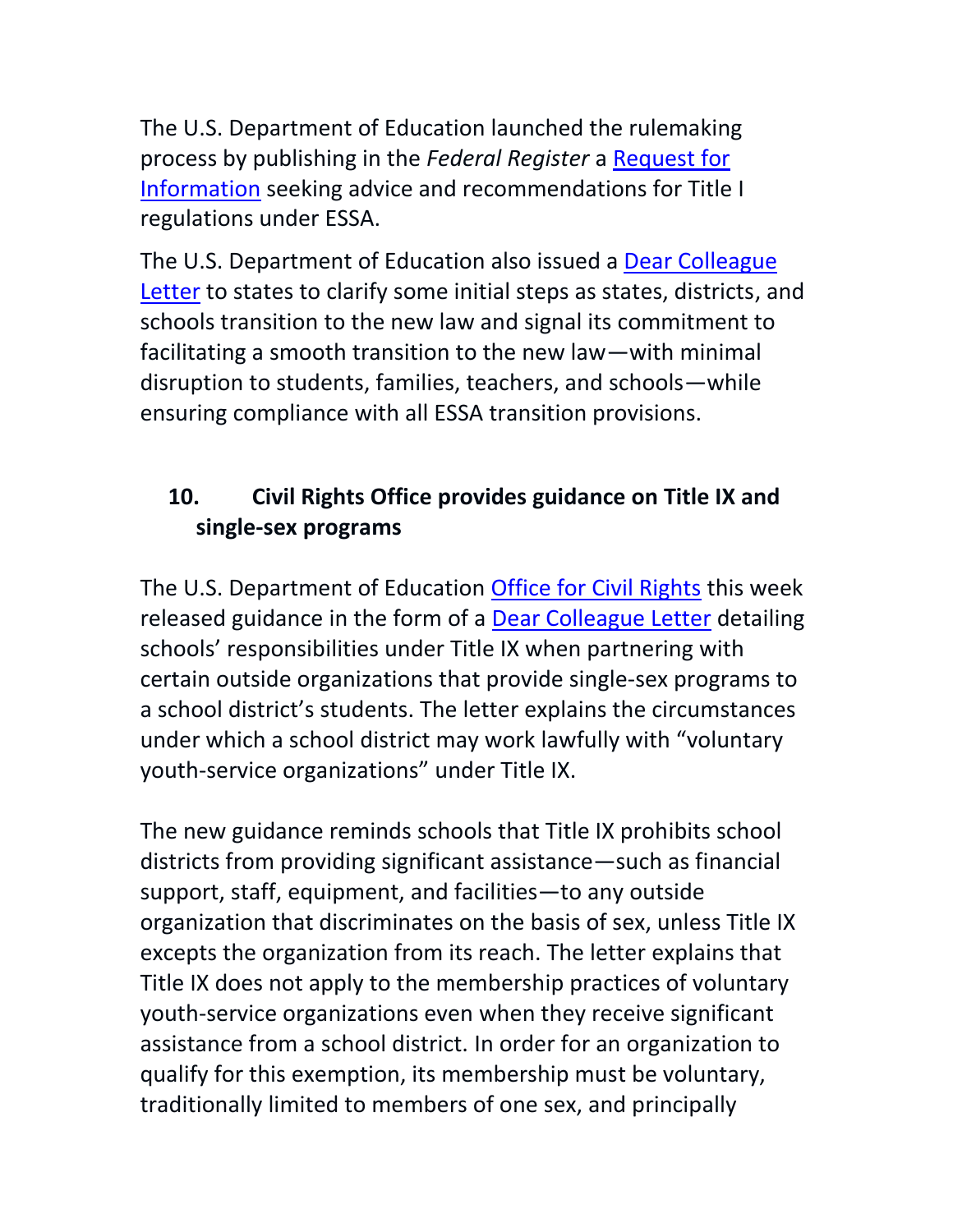The U.S. Department of Education launched the rulemaking process by publishing in the *Federal Register* a Request for Information seeking advice and recommendations for Title I regulations under ESSA.

The U.S. Department of Education also issued a Dear Colleague Letter to states to clarify some initial steps as states, districts, and schools transition to the new law and signal its commitment to facilitating a smooth transition to the new law—with minimal disruption to students, families, teachers, and schools—while ensuring compliance with all ESSA transition provisions.

## 10. Civil Rights Office provides guidance on Title IX and single-sex programs

The U.S. Department of Education Office for Civil Rights this week released guidance in the form of a Dear Colleague Letter detailing schools' responsibilities under Title IX when partnering with certain outside organizations that provide single-sex programs to a school district's students. The letter explains the circumstances under which a school district may work lawfully with "voluntary youth-service organizations" under Title IX.

The new guidance reminds schools that Title IX prohibits school districts from providing significant assistance—such as financial support, staff, equipment, and facilities—to any outside organization that discriminates on the basis of sex, unless Title IX excepts the organization from its reach. The letter explains that Title IX does not apply to the membership practices of voluntary youth-service organizations even when they receive significant assistance from a school district. In order for an organization to qualify for this exemption, its membership must be voluntary, traditionally limited to members of one sex, and principally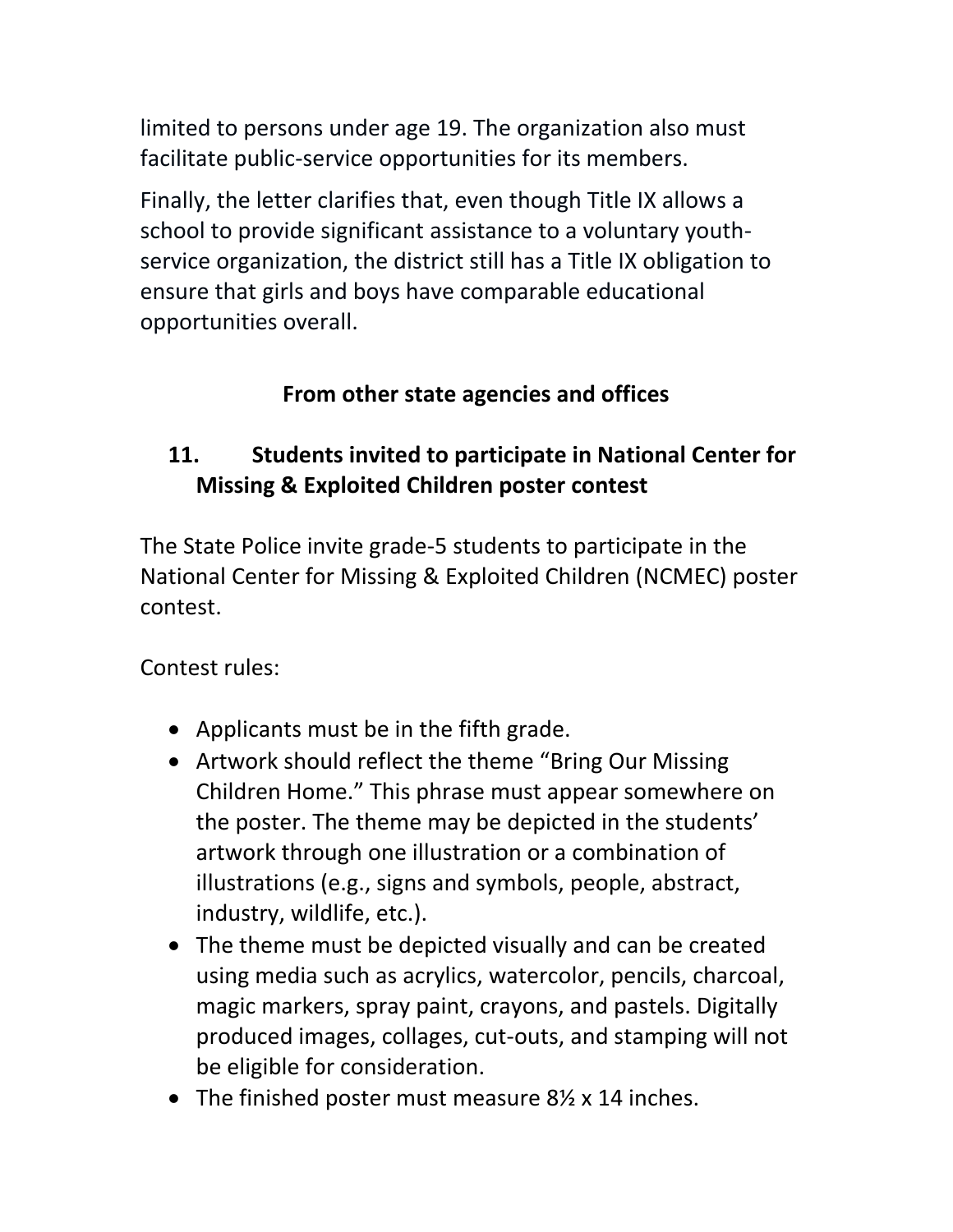limited to persons under age 19. The organization also must facilitate public-service opportunities for its members.

Finally, the letter clarifies that, even though Title IX allows a school to provide significant assistance to a voluntary youth-service organization, the district still has a Title IX obligation to ensure that girls and boys have comparable educational opportunities overall.

## From other state agencies and offices

### 11. Students invited to participate in National Center for Missing & Exploited Children poster contest

The State Police invite grade-5 students to participate in the National Center for Missing & Exploited Children (NCMEC) poster contest.

Contest rules:

- Applicants must be in the fifth grade.
- Artwork should reflect the theme "Bring Our Missing Children Home." This phrase must appear somewhere on the poster. The theme may be depicted in the students' artwork through one illustration or a combination of illustrations (e.g., signs and symbols, people, abstract, industry, wildlife, etc.).
- The theme must be depicted visually and can be created using media such as acrylics, watercolor, pencils, charcoal, magic markers, spray paint, crayons, and pastels. Digitally produced images, collages, cut-outs, and stamping will not be eligible for consideration.
- The finished poster must measure 8½ x 14 inches.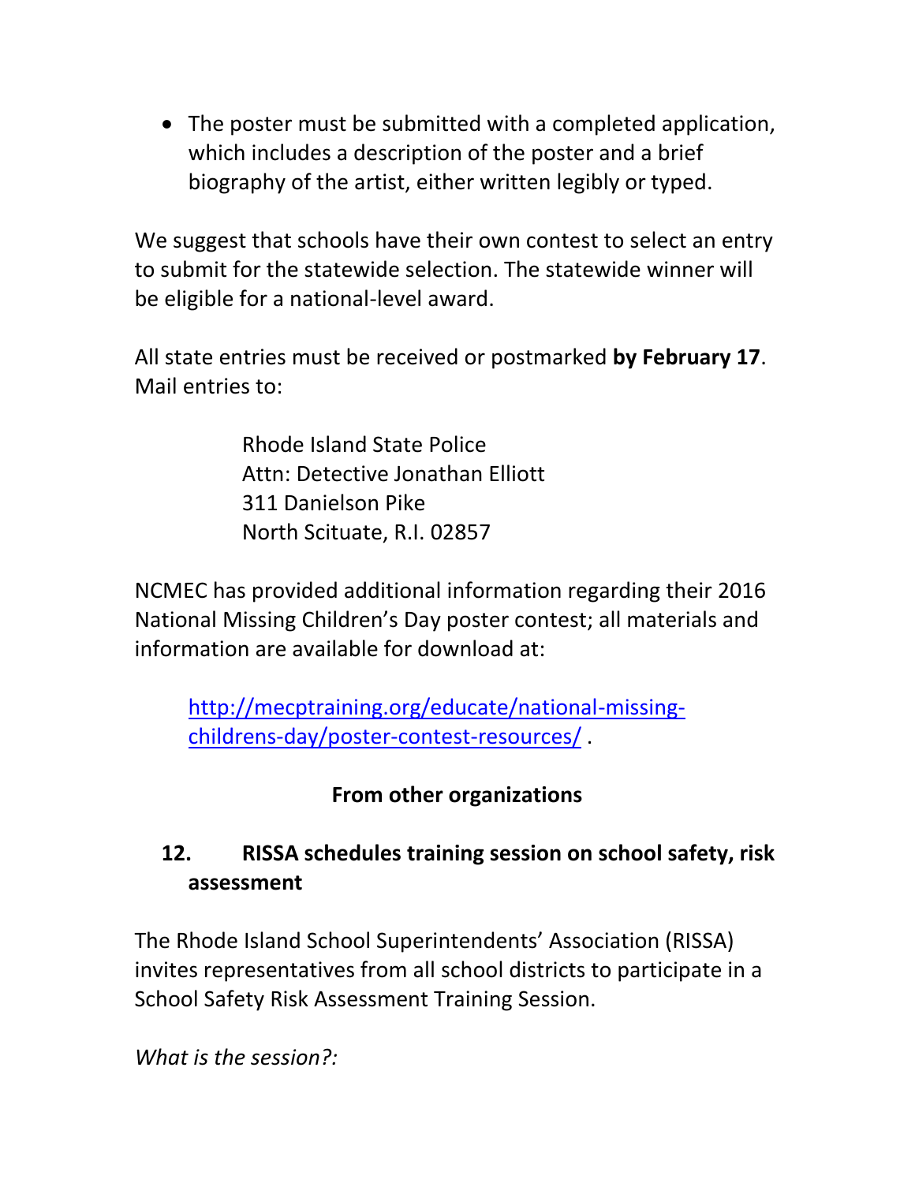- The poster must be submitted with a completed application, which includes a description of the poster and a brief biography of the artist, either written legibly or typed.

We suggest that schools have their own contest to select an entry to submit for the statewide selection. The statewide winner will be eligible for a national-level award.

All state entries must be received or postmarked **by February 17**. Mail entries to:

> Rhode Island State Police
> Attn: Detective Jonathan Elliott
> 311 Danielson Pike
> North Scituate, R.I. 02857

NCMEC has provided additional information regarding their 2016 National Missing Children's Day poster contest; all materials and information are available for download at:

> [http://mecptraining.org/educate/national-missing-childrens-day/poster-contest-resources/](http://mecptraining.org/educate/national-missing-childrens-day/poster-contest-resources/) .

## From other organizations

### 12. RISSA schedules training session on school safety, risk assessment

The Rhode Island School Superintendents' Association (RISSA) invites representatives from all school districts to participate in a School Safety Risk Assessment Training Session.

*What is the session?:*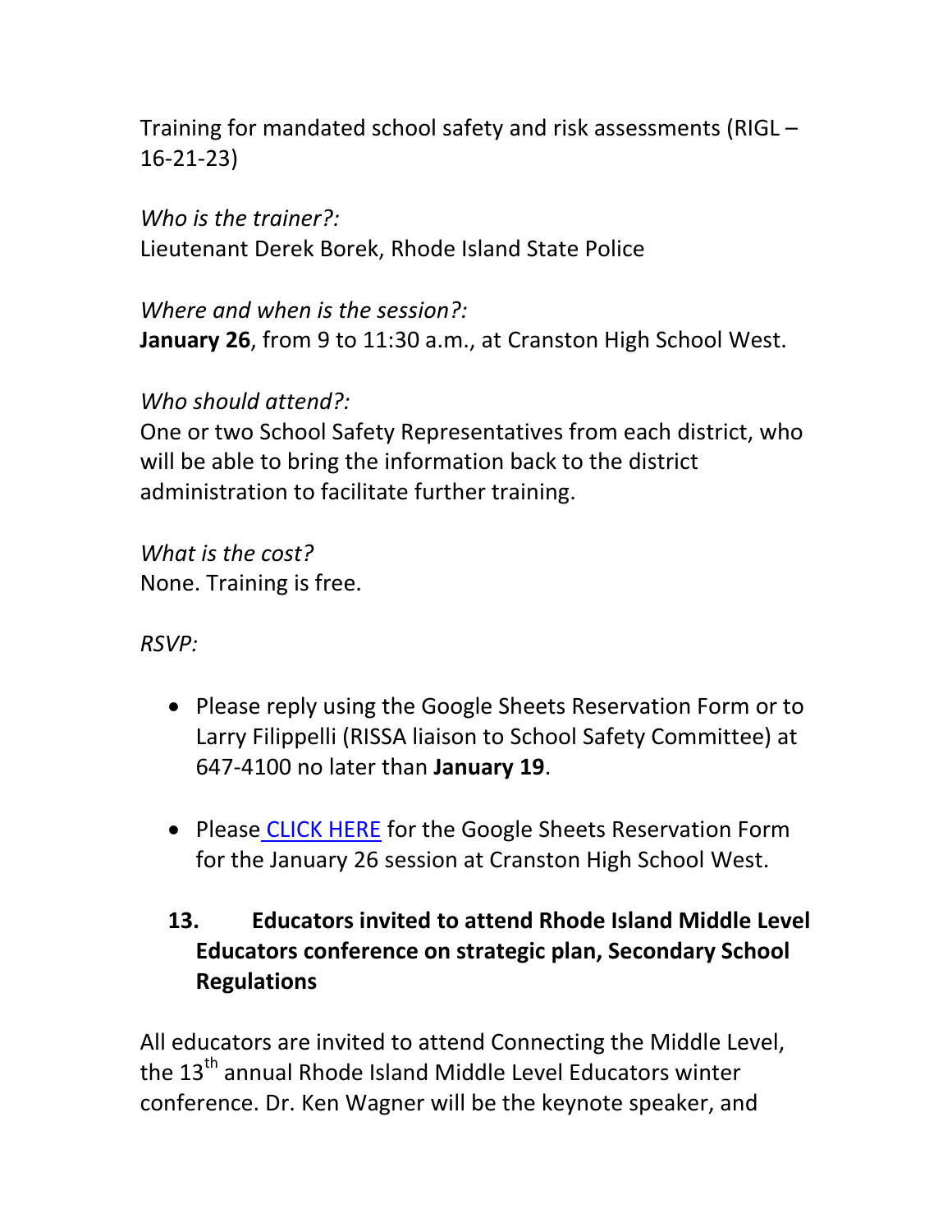Training for mandated school safety and risk assessments (RIGL – 16-21-23)

*Who is the trainer?:*
Lieutenant Derek Borek, Rhode Island State Police

*Where and when is the session?:*
**January 26**, from 9 to 11:30 a.m., at Cranston High School West.

*Who should attend?:*
One or two School Safety Representatives from each district, who will be able to bring the information back to the district administration to facilitate further training.

*What is the cost?*
None. Training is free.

*RSVP:*

- Please reply using the Google Sheets Reservation Form or to Larry Filippelli (RISSA liaison to School Safety Committee) at 647-4100 no later than **January 19**.
- Please CLICK HERE for the Google Sheets Reservation Form for the January 26 session at Cranston High School West.

## 13. Educators invited to attend Rhode Island Middle Level Educators conference on strategic plan, Secondary School Regulations

All educators are invited to attend Connecting the Middle Level, the 13th annual Rhode Island Middle Level Educators winter conference. Dr. Ken Wagner will be the keynote speaker, and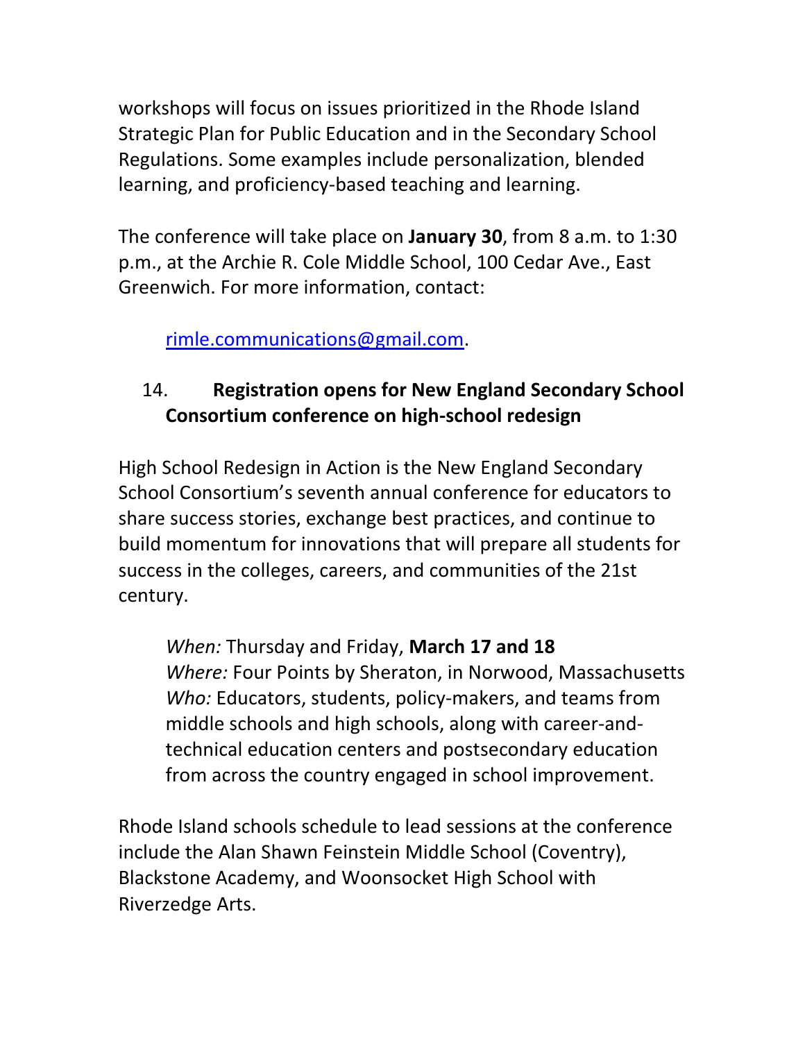workshops will focus on issues prioritized in the Rhode Island Strategic Plan for Public Education and in the Secondary School Regulations. Some examples include personalization, blended learning, and proficiency-based teaching and learning.

The conference will take place on **January 30**, from 8 a.m. to 1:30 p.m., at the Archie R. Cole Middle School, 100 Cedar Ave., East Greenwich. For more information, contact:

> rimle.communications@gmail.com.

14. **Registration opens for New England Secondary School Consortium conference on high-school redesign**

High School Redesign in Action is the New England Secondary School Consortium's seventh annual conference for educators to share success stories, exchange best practices, and continue to build momentum for innovations that will prepare all students for success in the colleges, careers, and communities of the 21st century.

> *When:* Thursday and Friday, **March 17 and 18**
> *Where:* Four Points by Sheraton, in Norwood, Massachusetts
> *Who:* Educators, students, policy-makers, and teams from middle schools and high schools, along with career-and-technical education centers and postsecondary education from across the country engaged in school improvement.

Rhode Island schools schedule to lead sessions at the conference include the Alan Shawn Feinstein Middle School (Coventry), Blackstone Academy, and Woonsocket High School with Riverzedge Arts.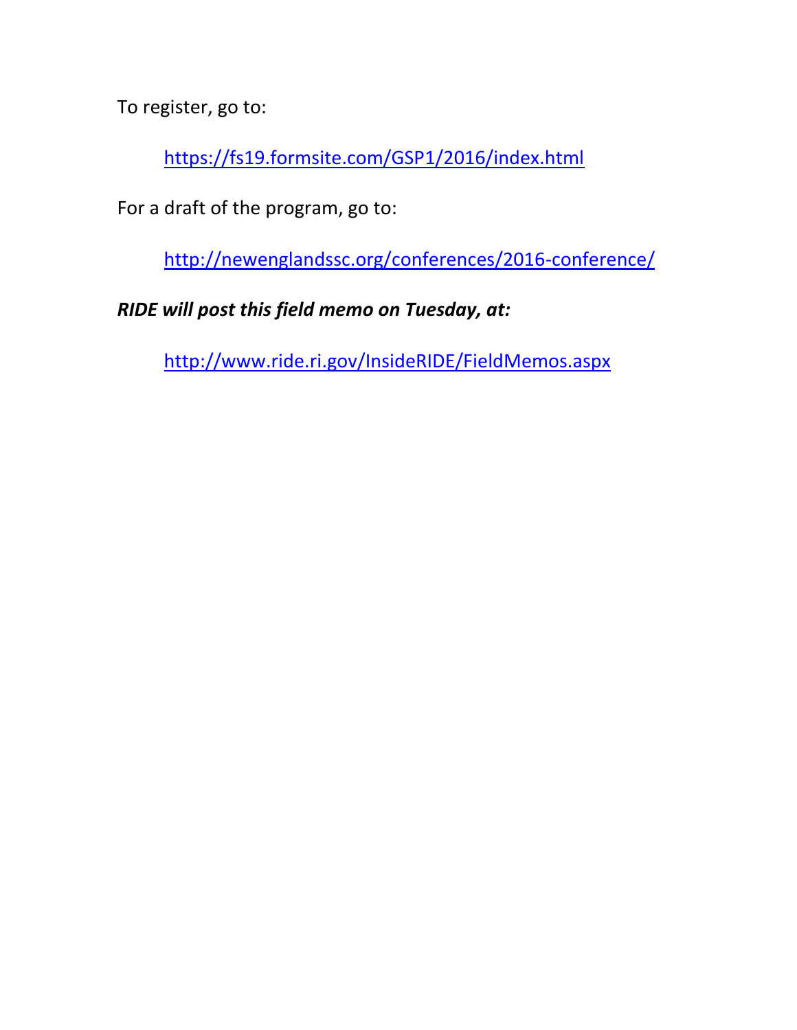To register, go to:

https://fs19.formsite.com/GSP1/2016/index.html

For a draft of the program, go to:

http://newenglandssc.org/conferences/2016-conference/

***RIDE will post this field memo on Tuesday, at:***

http://www.ride.ri.gov/InsideRIDE/FieldMemos.aspx